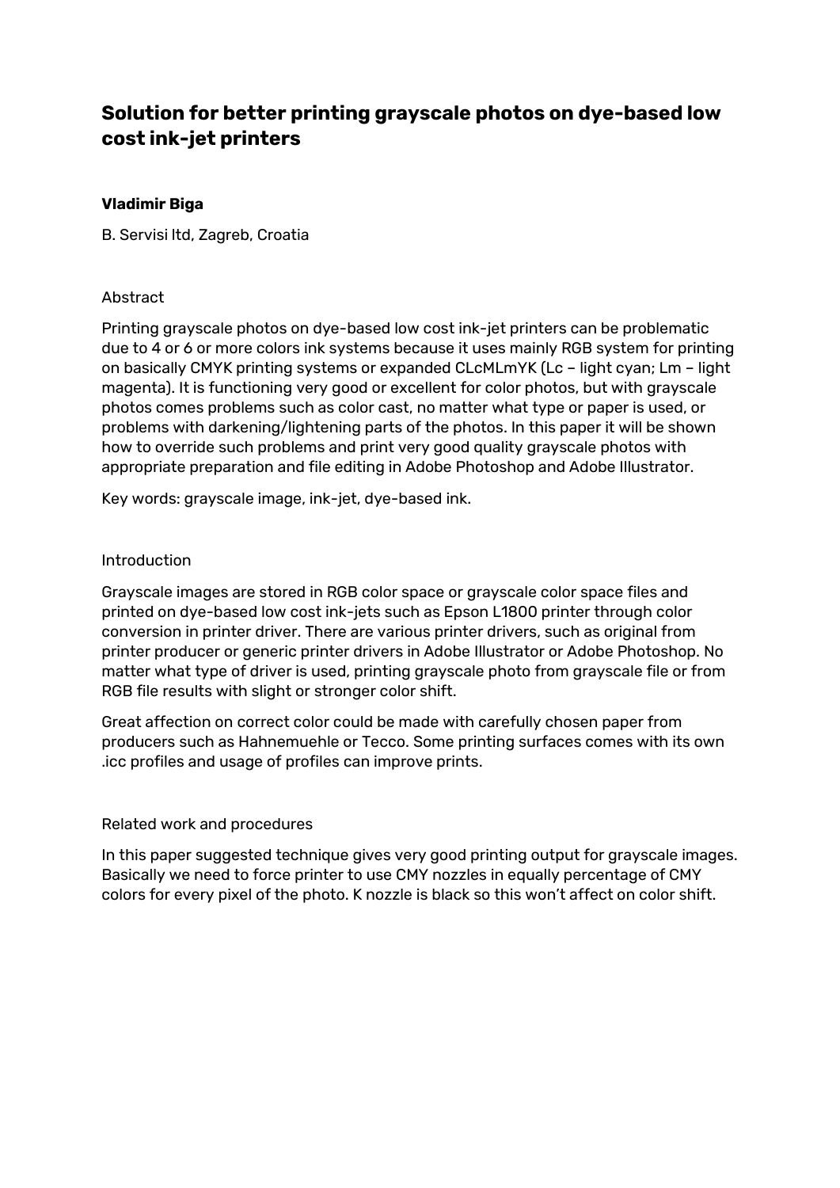# Solution for better printing grayscale photos on dye-based low cost ink-jet printers

**Vladimir Biga**

B. Servisi ltd, Zagreb, Croatia

## Abstract

Printing grayscale photos on dye-based low cost ink-jet printers can be problematic due to 4 or 6 or more colors ink systems because it uses mainly RGB system for printing on basically CMYK printing systems or expanded CLcMLmYK (Lc – light cyan; Lm – light magenta). It is functioning very good or excellent for color photos, but with grayscale photos comes problems such as color cast, no matter what type or paper is used, or problems with darkening/lightening parts of the photos. In this paper it will be shown how to override such problems and print very good quality grayscale photos with appropriate preparation and file editing in Adobe Photoshop and Adobe Illustrator.

Key words: grayscale image, ink-jet, dye-based ink.

## Introduction

Grayscale images are stored in RGB color space or grayscale color space files and printed on dye-based low cost ink-jets such as Epson L1800 printer through color conversion in printer driver. There are various printer drivers, such as original from printer producer or generic printer drivers in Adobe Illustrator or Adobe Photoshop. No matter what type of driver is used, printing grayscale photo from grayscale file or from RGB file results with slight or stronger color shift.

Great affection on correct color could be made with carefully chosen paper from producers such as Hahnemuehle or Tecco. Some printing surfaces comes with its own .icc profiles and usage of profiles can improve prints.

## Related work and procedures

In this paper suggested technique gives very good printing output for grayscale images. Basically we need to force printer to use CMY nozzles in equally percentage of CMY colors for every pixel of the photo. K nozzle is black so this won't affect on color shift.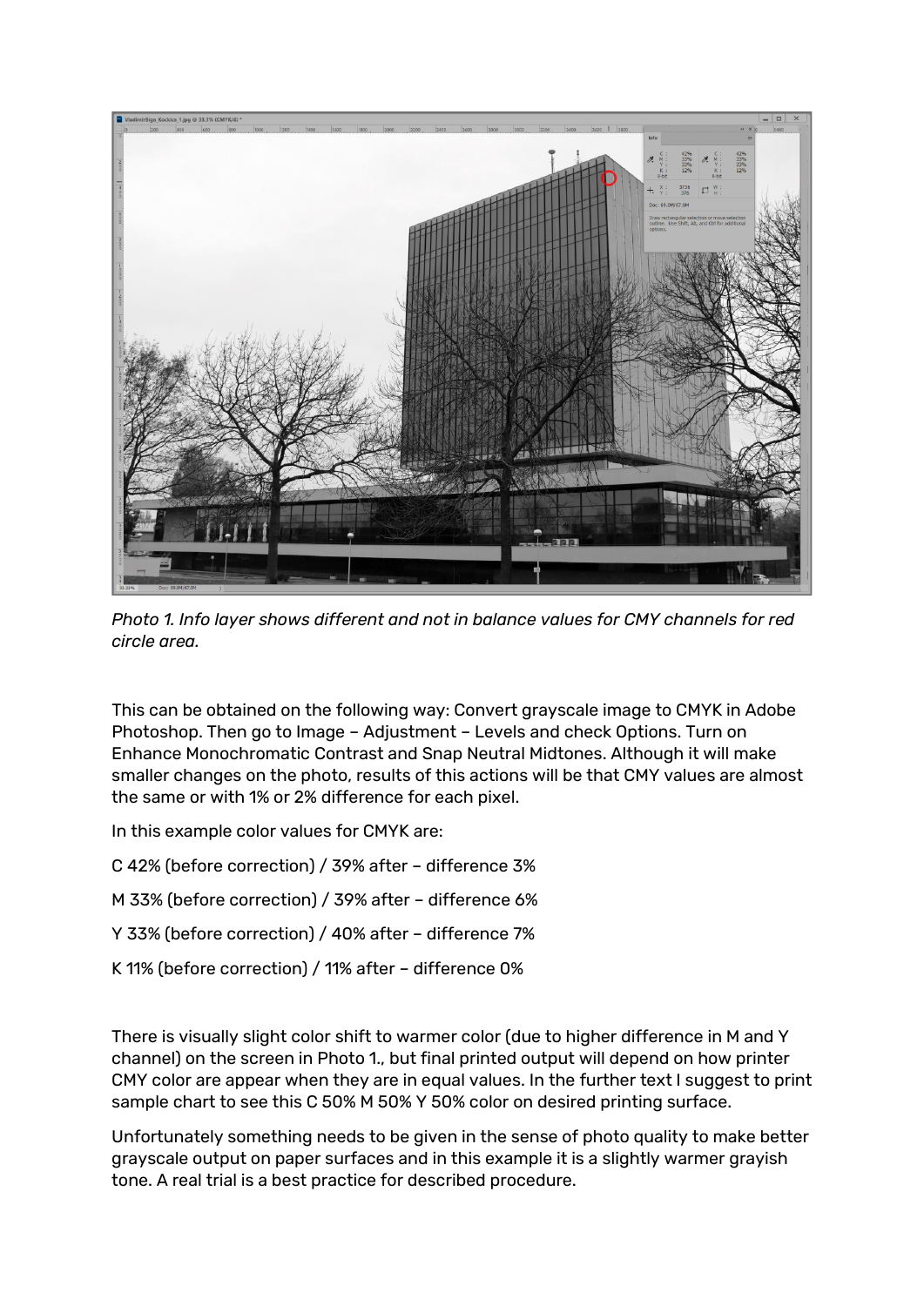*Photo 1. Info layer shows different and not in balance values for CMY channels for red circle area.*

This can be obtained on the following way: Convert grayscale image to CMYK in Adobe Photoshop. Then go to Image – Adjustment – Levels and check Options. Turn on Enhance Monochromatic Contrast and Snap Neutral Midtones. Although it will make smaller changes on the photo, results of this actions will be that CMY values are almost the same or with 1% or 2% difference for each pixel.

In this example color values for CMYK are:

C 42% (before correction) / 39% after – difference 3%

M 33% (before correction) / 39% after – difference 6%

Y 33% (before correction) / 40% after – difference 7%

K 11% (before correction) / 11% after – difference 0%

There is visually slight color shift to warmer color (due to higher difference in M and Y channel) on the screen in Photo 1., but final printed output will depend on how printer CMY color are appear when they are in equal values. In the further text I suggest to print sample chart to see this C 50% M 50% Y 50% color on desired printing surface.

Unfortunately something needs to be given in the sense of photo quality to make better grayscale output on paper surfaces and in this example it is a slightly warmer grayish tone. A real trial is a best practice for described procedure.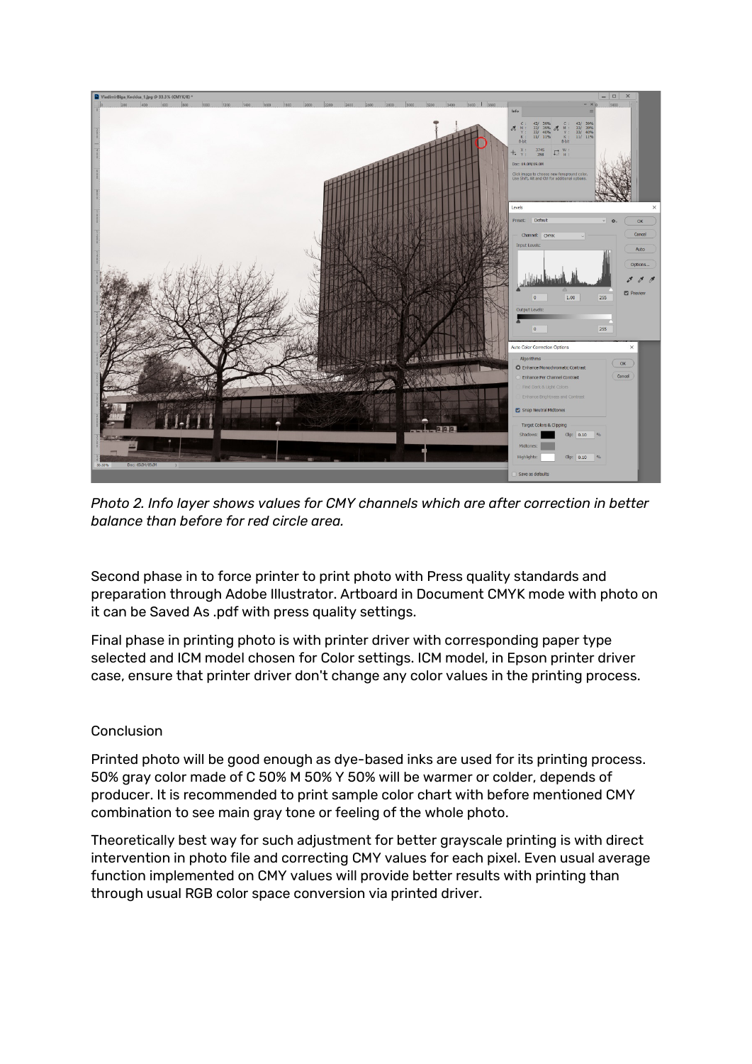*Photo 2. Info layer shows values for CMY channels which are after correction in better balance than before for red circle area.*

Second phase in to force printer to print photo with Press quality standards and preparation through Adobe Illustrator. Artboard in Document CMYK mode with photo on it can be Saved As .pdf with press quality settings.

Final phase in printing photo is with printer driver with corresponding paper type selected and ICM model chosen for Color settings. ICM model, in Epson printer driver case, ensure that printer driver don't change any color values in the printing process.

## Conclusion

Printed photo will be good enough as dye-based inks are used for its printing process. 50% gray color made of C 50% M 50% Y 50% will be warmer or colder, depends of producer. It is recommended to print sample color chart with before mentioned CMY combination to see main gray tone or feeling of the whole photo.

Theoretically best way for such adjustment for better grayscale printing is with direct intervention in photo file and correcting CMY values for each pixel. Even usual average function implemented on CMY values will provide better results with printing than through usual RGB color space conversion via printed driver.